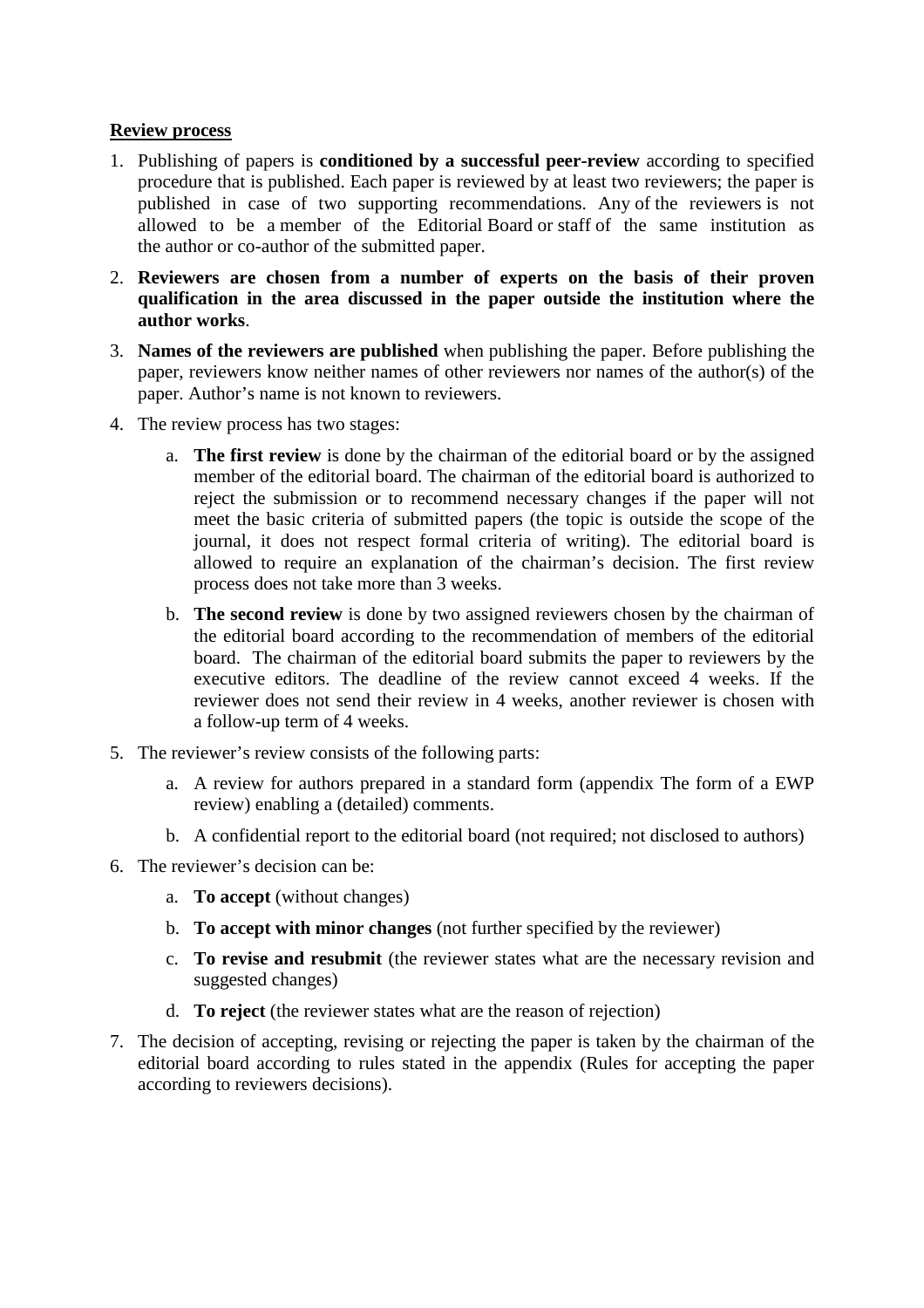**<u>Review process</u>**

1. Publishing of papers is **conditioned by a successful peer-review** according to specified procedure that is published. Each paper is reviewed by at least two reviewers; the paper is published in case of two supporting recommendations. Any of the reviewers is not allowed to be a member of the Editorial Board or staff of the same institution as the author or co-author of the submitted paper.
2. **Reviewers are chosen from a number of experts on the basis of their proven qualification in the area discussed in the paper outside the institution where the author works**.
3. **Names of the reviewers are published** when publishing the paper. Before publishing the paper, reviewers know neither names of other reviewers nor names of the author(s) of the paper. Author's name is not known to reviewers.
4. The review process has two stages:
   a. **The first review** is done by the chairman of the editorial board or by the assigned member of the editorial board. The chairman of the editorial board is authorized to reject the submission or to recommend necessary changes if the paper will not meet the basic criteria of submitted papers (the topic is outside the scope of the journal, it does not respect formal criteria of writing). The editorial board is allowed to require an explanation of the chairman's decision. The first review process does not take more than 3 weeks.
   b. **The second review** is done by two assigned reviewers chosen by the chairman of the editorial board according to the recommendation of members of the editorial board. The chairman of the editorial board submits the paper to reviewers by the executive editors. The deadline of the review cannot exceed 4 weeks. If the reviewer does not send their review in 4 weeks, another reviewer is chosen with a follow-up term of 4 weeks.
5. The reviewer's review consists of the following parts:
   a. A review for authors prepared in a standard form (appendix The form of a EWP review) enabling a (detailed) comments.
   b. A confidential report to the editorial board (not required; not disclosed to authors)
6. The reviewer's decision can be:
   a. **To accept** (without changes)
   b. **To accept with minor changes** (not further specified by the reviewer)
   c. **To revise and resubmit** (the reviewer states what are the necessary revision and suggested changes)
   d. **To reject** (the reviewer states what are the reason of rejection)
7. The decision of accepting, revising or rejecting the paper is taken by the chairman of the editorial board according to rules stated in the appendix (Rules for accepting the paper according to reviewers decisions).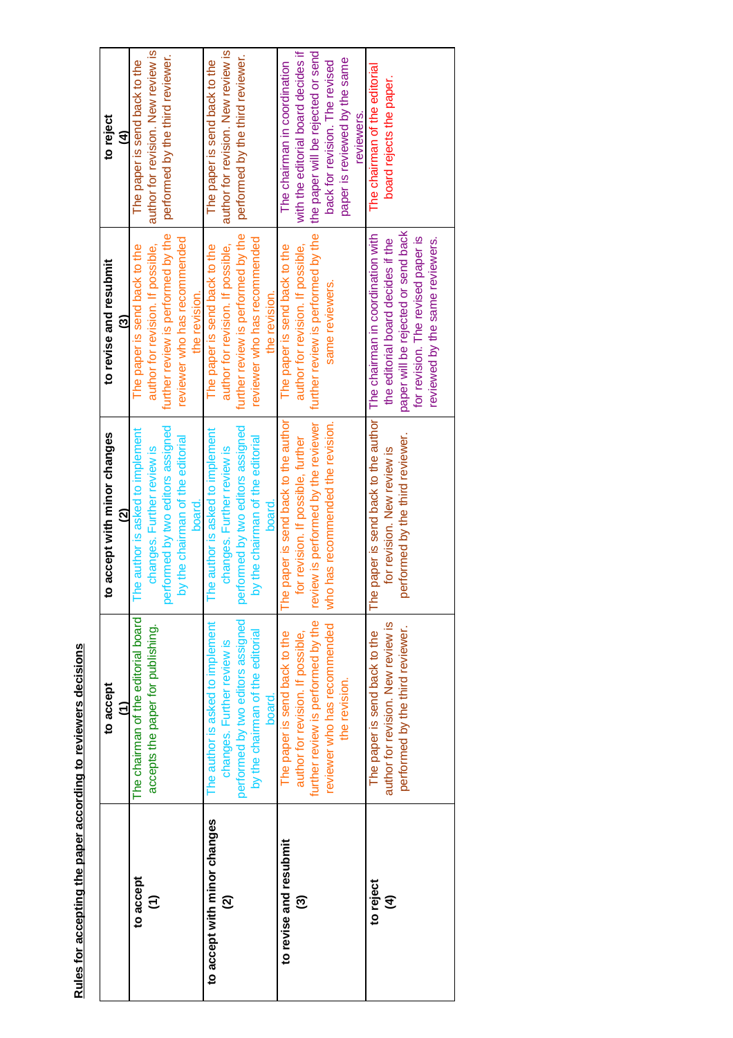**Rules for accepting the paper according to reviewers decisions**

| | to accept (1) | to accept with minor changes (2) | to revise and resubmit (3) | to reject (4) |
|---|---|---|---|---|
| **to accept (1)** | The chairman of the editorial board accepts the paper for publishing. | The author is asked to implement changes. Further review is performed by two editors assigned by the chairman of the editorial board. | The paper is send back to the author for revision. If possible, further review is performed by the reviewer who has recommended the revision. | The paper is send back to the author for revision. New review is performed by the third reviewer. |
| **to accept with minor changes (2)** | The author is asked to implement changes. Further review is performed by two editors assigned by the chairman of the editorial board. | The author is asked to implement changes. Further review is performed by two editors assigned by the chairman of the editorial board. | The paper is send back to the author for revision. If possible, further review is performed by the reviewer who has recommended the revision. | The paper is send back to the author for revision. New review is performed by the third reviewer. |
| **to revise and resubmit (3)** | The paper is send back to the author for revision. If possible, further review is performed by the reviewer who has recommended the revision. | The paper is send back to the author for revision. If possible, further review is performed by the reviewer who has recommended the revision. | The paper is send back to the author for revision. If possible, further review is performed by the same reviewers. | The chairman in coordination with the editorial board decides if the paper will be rejected or send back for revision. The revised paper is reviewed by the same reviewers. |
| **to reject (4)** | The paper is send back to the author for revision. New review is performed by the third reviewer. | The paper is send back to the author for revision. New review is performed by the third reviewer. | The chairman in coordination with the editorial board decides if the paper will be rejected or send back for revision. The revised paper is reviewed by the same reviewers. | The chairman of the editorial board rejects the paper. |